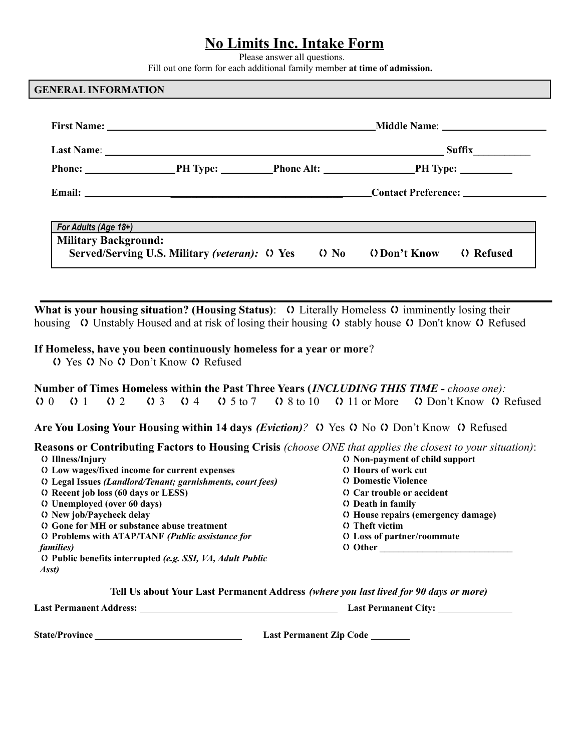# No Limits Inc. Intake Form

Please answer all questions.
Fill out one form for each additional family member **at time of admission.**

## GENERAL INFORMATION

**First Name:** ______________________ **Middle Name**: ______________________

**Last Name**: ______________________ **Suffix**__________

**Phone:** ______________ **PH Type:** __________ **Phone Alt:** ______________ **PH Type:** __________

**Email:** ______________________ **Contact Preference:** ______________

*For Adults (Age 18+)*

**Military Background:**
**Served/Serving U.S. Military *(veteran):*** ( ) Yes ( ) No ( ) Don't Know ( ) Refused

---

**What is your housing situation? (Housing Status)**: ( ) Literally Homeless ( ) imminently losing their housing ( ) Unstably Housed and at risk of losing their housing ( ) stably house ( ) Don't know ( ) Refused

**If Homeless, have you been continuously homeless for a year or more**?
( ) Yes ( ) No ( ) Don't Know ( ) Refused

**Number of Times Homeless within the Past Three Years (*INCLUDING THIS TIME -* *choose one):***
( ) 0 ( ) 1 ( ) 2 ( ) 3 ( ) 4 ( ) 5 to 7 ( ) 8 to 10 ( ) 11 or More ( ) Don't Know ( ) Refused

**Are You Losing Your Housing within 14 days *(Eviction)***? ( ) Yes ( ) No ( ) Don't Know ( ) Refused

**Reasons or Contributing Factors to Housing Crisis** *(choose ONE that applies the closest to your situation)*:

- ( ) **Illness/Injury**
- ( ) **Low wages/fixed income for current expenses**
- ( ) **Legal Issues *(Landlord/Tenant; garnishments, court fees)***
- ( ) **Recent job loss (60 days or LESS)**
- ( ) **Unemployed (over 60 days)**
- ( ) **New job/Paycheck delay**
- ( ) **Gone for MH or substance abuse treatment**
- ( ) **Problems with ATAP/TANF *(Public assistance for families)***
- ( ) **Public benefits interrupted *(e.g. SSI, VA, Adult Public Asst)***
- ( ) **Non-payment of child support**
- ( ) **Hours of work cut**
- ( ) **Domestic Violence**
- ( ) **Car trouble or accident**
- ( ) **Death in family**
- ( ) **House repairs (emergency damage)**
- ( ) **Theft victim**
- ( ) **Loss of partner/roommate**
- ( ) **Other** ______________________

**Tell Us about Your Last Permanent Address *(where you last lived for 90 days or more)***

**Last Permanent Address:** ______________________ **Last Permanent City:** ______________

**State/Province** ______________________ **Last Permanent Zip Code** ________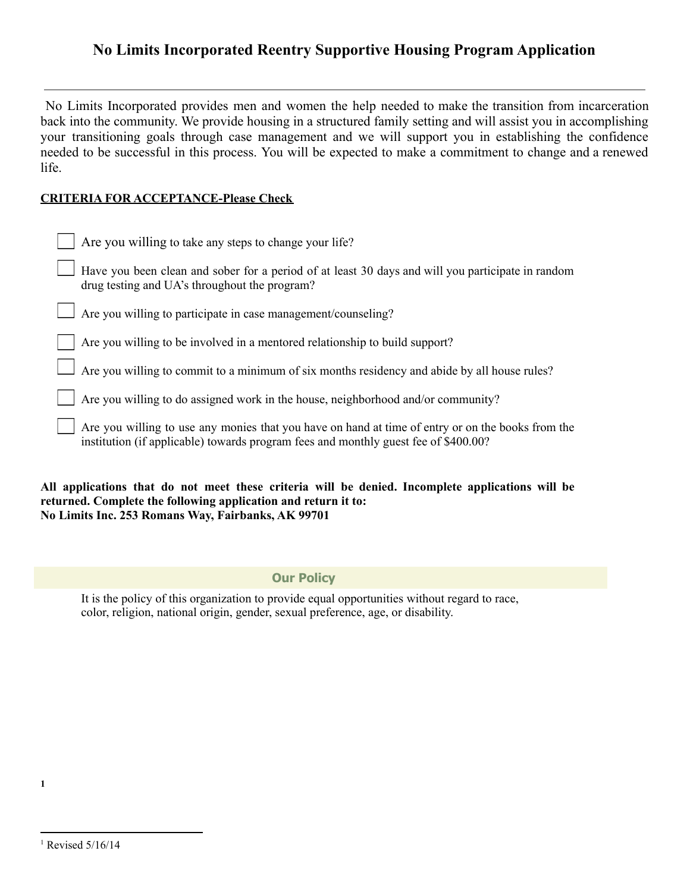# No Limits Incorporated Reentry Supportive Housing Program Application

---

No Limits Incorporated provides men and women the help needed to make the transition from incarceration back into the community. We provide housing in a structured family setting and will assist you in accomplishing your transitioning goals through case management and we will support you in establishing the confidence needed to be successful in this process. You will be expected to make a commitment to change and a renewed life.

**CRITERIA FOR ACCEPTANCE-Please Check**

- [ ] Are you willing to take any steps to change your life?
- [ ] Have you been clean and sober for a period of at least 30 days and will you participate in random drug testing and UA's throughout the program?
- [ ] Are you willing to participate in case management/counseling?
- [ ] Are you willing to be involved in a mentored relationship to build support?
- [ ] Are you willing to commit to a minimum of six months residency and abide by all house rules?
- [ ] Are you willing to do assigned work in the house, neighborhood and/or community?
- [ ] Are you willing to use any monies that you have on hand at time of entry or on the books from the institution (if applicable) towards program fees and monthly guest fee of $400.00?

**All applications that do not meet these criteria will be denied. Incomplete applications will be returned. Complete the following application and return it to:**
**No Limits Inc. 253 Romans Way, Fairbanks, AK 99701**

## Our Policy

It is the policy of this organization to provide equal opportunities without regard to race, color, religion, national origin, gender, sexual preference, age, or disability.

[1]

---

[1] Revised 5/16/14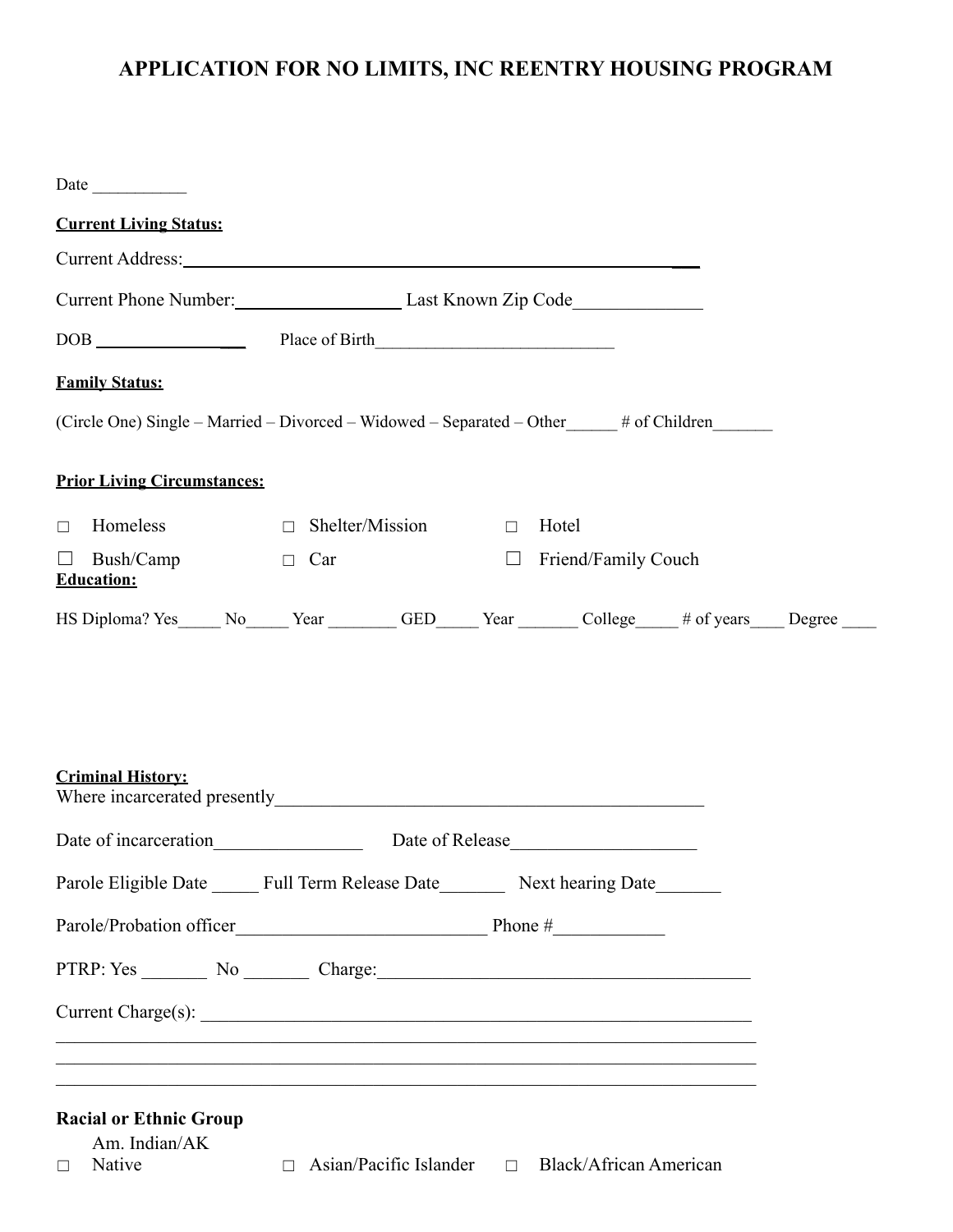# APPLICATION FOR NO LIMITS, INC REENTRY HOUSING PROGRAM

Date ___________

**Current Living Status:**

Current Address:____________________________________________________________

Current Phone Number:__________________ Last Known Zip Code______________

DOB ________________ Place of Birth____________________________

**Family Status:**

(Circle One) Single – Married – Divorced – Widowed – Separated – Other______ # of Children_______

**Prior Living Circumstances:**

| | | |
|---|---|---|
| □ Homeless | □ Shelter/Mission | □ Hotel |
| ☐ Bush/Camp | □ Car | ☐ Friend/Family Couch |

**Education:**

HS Diploma? Yes_____ No_____ Year ________ GED_____ Year _______ College_____ # of years____ Degree ____

**Criminal History:**

Where incarcerated presently_______________________________________________

Date of incarceration________________ Date of Release____________________

Parole Eligible Date _____ Full Term Release Date_______ Next hearing Date_______

Parole/Probation officer__________________________ Phone #____________

PTRP: Yes _______ No _______ Charge:________________________________________

Current Charge(s): ____________________________________________________________

______________________________________________________________________________

______________________________________________________________________________

______________________________________________________________________________

**Racial or Ethnic Group**

| | | |
|---|---|---|
| □ Am. Indian/AK Native | □ Asian/Pacific Islander | □ Black/African American |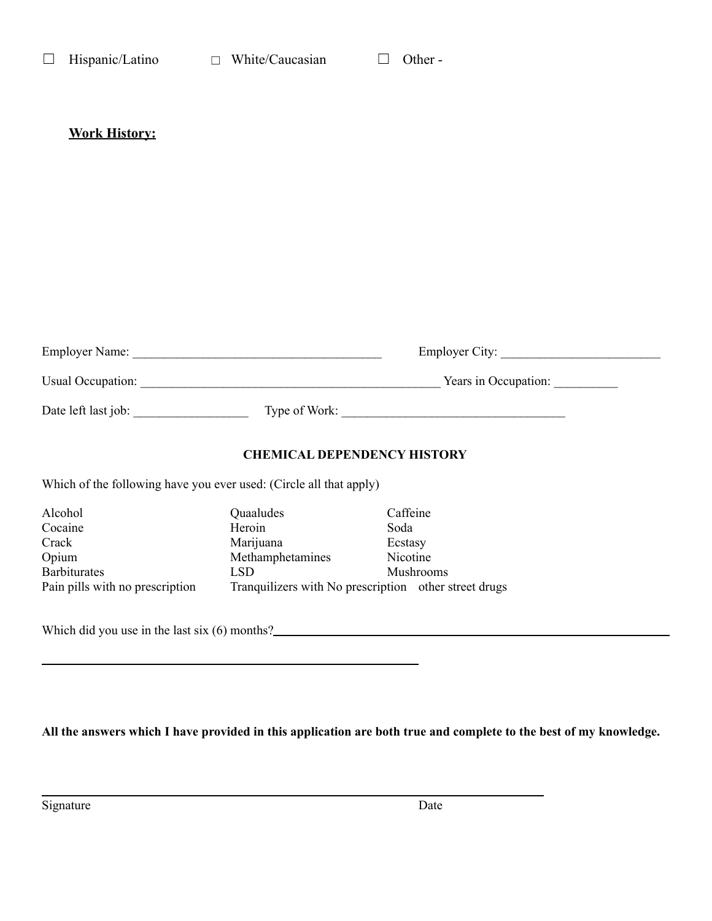☐ Hispanic/Latino ☐ White/Caucasian ☐ Other -

**Work History:**

Employer Name: ______________________________________ Employer City: ________________________

Usual Occupation: _____________________________________________ Years in Occupation: __________

Date left last job: _________________ Type of Work: __________________________________

**CHEMICAL DEPENDENCY HISTORY**

Which of the following have you ever used: (Circle all that apply)

| | | |
|---|---|---|
| Alcohol | Quaaludes | Caffeine |
| Cocaine | Heroin | Soda |
| Crack | Marijuana | Ecstasy |
| Opium | Methamphetamines | Nicotine |
| Barbiturates | LSD | Mushrooms |
| Pain pills with no prescription | Tranquilizers with No prescription | other street drugs |

Which did you use in the last six (6) months?____________________________________________________________

____________________________________________________________

**All the answers which I have provided in this application are both true and complete to the best of my knowledge.**

______________________________________________________________________________

Signature Date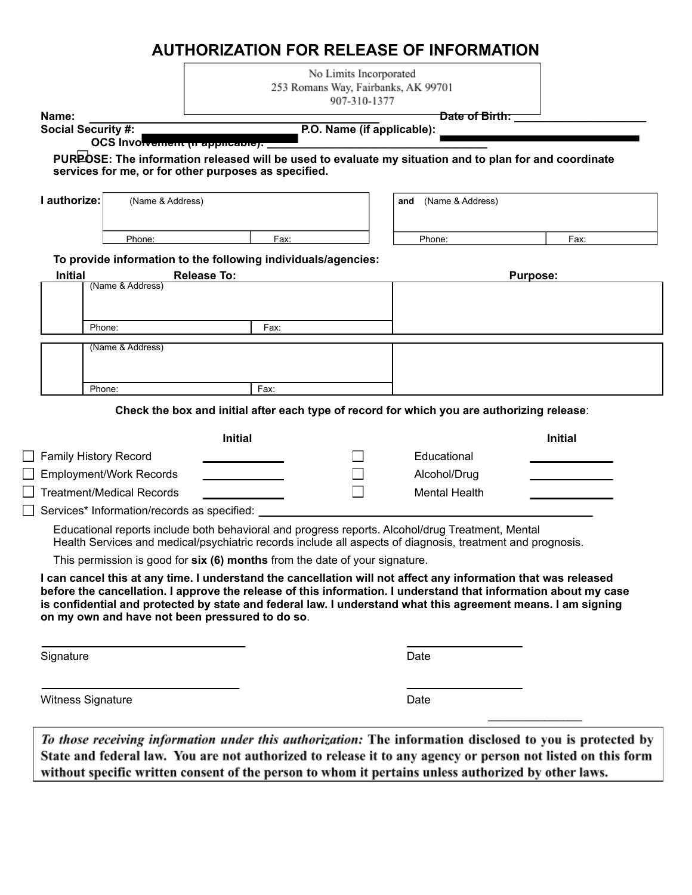# AUTHORIZATION FOR RELEASE OF INFORMATION

No Limits Incorporated
253 Romans Way, Fairbanks, AK 99701
907-310-1377

**Name:** ______________________________ **Date of Birth:** ____________________

**Social Security #:** ______________________ **P.O. Name (if applicable):** ______________________

**OCS Involvement (if applicable):** ______________________

**PURPOSE: The information released will be used to evaluate my situation and to plan for and coordinate services for me, or for other purposes as specified.**

**I authorize:**

| (Name & Address) | | **and** (Name & Address) | |
|---|---|---|---|
| Phone: | Fax: | Phone: | Fax: |

**To provide information to the following individuals/agencies:**

| **Initial** | **Release To:** | | **Purpose:** |
|---|---|---|---|
| | (Name & Address) | | |
| | Phone: | Fax: | |
| | (Name & Address) | | |
| | Phone: | Fax: | |

**Check the box and initial after each type of record for which you are authorizing release**:

| | **Initial** | | **Initial** |
|---|---|---|---|
| ☐ Family History Record | __________ | ☐ Educational | __________ |
| ☐ Employment/Work Records | __________ | ☐ Alcohol/Drug | __________ |
| ☐ Treatment/Medical Records | __________ | ☐ Mental Health | __________ |

☐ Services* Information/records as specified: ______________________________

Educational reports include both behavioral and progress reports. Alcohol/drug Treatment, Mental Health Services and medical/psychiatric records include all aspects of diagnosis, treatment and prognosis.

This permission is good for **six (6) months** from the date of your signature.

**I can cancel this at any time. I understand the cancellation will not affect any information that was released before the cancellation. I approve the release of this information. I understand that information about my case is confidential and protected by state and federal law. I understand what this agreement means. I am signing on my own and have not been pressured to do so**.

______________________________ ____________________

Signature Date

______________________________ ____________________

Witness Signature Date

***To those receiving information under this authorization:* The information disclosed to you is protected by State and federal law. You are not authorized to release it to any agency or person not listed on this form without specific written consent of the person to whom it pertains unless authorized by other laws.**